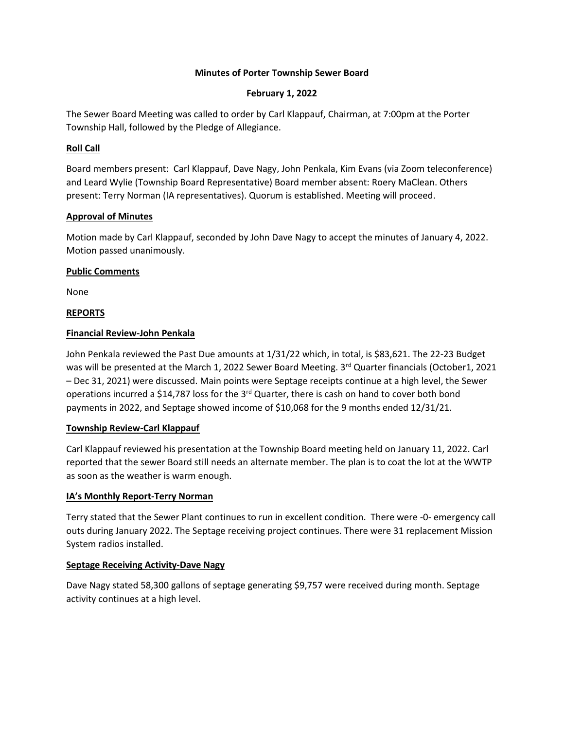# Minutes of Porter Township Sewer Board

## February 1, 2022

The Sewer Board Meeting was called to order by Carl Klappauf, Chairman, at 7:00pm at the Porter Township Hall, followed by the Pledge of Allegiance.

### Roll Call

Board members present: Carl Klappauf, Dave Nagy, John Penkala, Kim Evans (via Zoom teleconference) and Leard Wylie (Township Board Representative) Board member absent: Roery MacLean. Others present: Terry Norman (IA representatives). Quorum is established. Meeting will proceed.

### Approval of Minutes

Motion made by Carl Klappauf, seconded by John Dave Nagy to accept the minutes of January 4, 2022. Motion passed unanimously.

### Public Comments

None

### REPORTS

### Financial Review-John Penkala

John Penkala reviewed the Past Due amounts at 1/31/22 which, in total, is $83,621. The 22-23 Budget was will be presented at the March 1, 2022 Sewer Board Meeting. 3rd Quarter financials (October1, 2021 – Dec 31, 2021) were discussed. Main points were Septage receipts continue at a high level, the Sewer operations incurred a $14,787 loss for the 3rd Quarter, there is cash on hand to cover both bond payments in 2022, and Septage showed income of $10,068 for the 9 months ended 12/31/21.

### Township Review-Carl Klappauf

Carl Klappauf reviewed his presentation at the Township Board meeting held on January 11, 2022. Carl reported that the sewer Board still needs an alternate member. The plan is to coat the lot at the WWTP as soon as the weather is warm enough.

### IA's Monthly Report-Terry Norman

Terry stated that the Sewer Plant continues to run in excellent condition. There were -0- emergency call outs during January 2022. The Septage receiving project continues. There were 31 replacement Mission System radios installed.

### Septage Receiving Activity-Dave Nagy

Dave Nagy stated 58,300 gallons of septage generating $9,757 were received during month. Septage activity continues at a high level.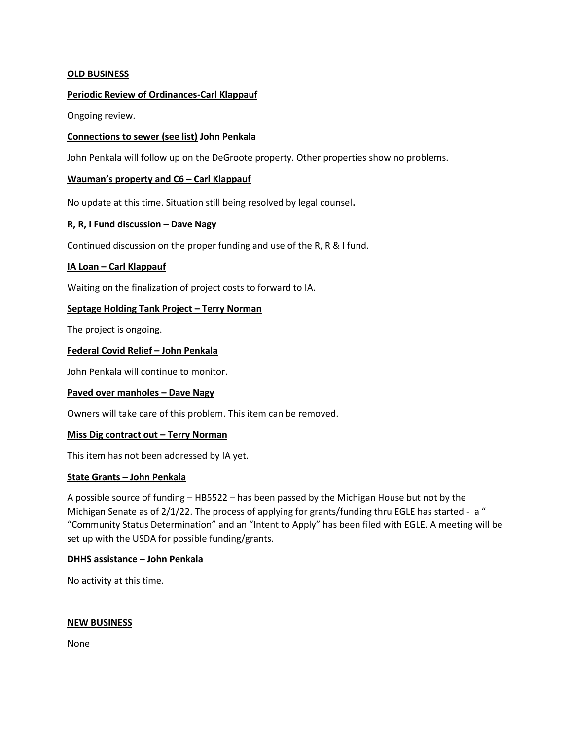**OLD BUSINESS**

**Periodic Review of Ordinances-Carl Klappauf**

Ongoing review.

**Connections to sewer (see list) John Penkala**

John Penkala will follow up on the DeGroote property. Other properties show no problems.

**Wauman's property and C6 – Carl Klappauf**

No update at this time. Situation still being resolved by legal counsel.

**R, R, I Fund discussion – Dave Nagy**

Continued discussion on the proper funding and use of the R, R & I fund.

**IA Loan – Carl Klappauf**

Waiting on the finalization of project costs to forward to IA.

**Septage Holding Tank Project – Terry Norman**

The project is ongoing.

**Federal Covid Relief – John Penkala**

John Penkala will continue to monitor.

**Paved over manholes – Dave Nagy**

Owners will take care of this problem. This item can be removed.

**Miss Dig contract out – Terry Norman**

This item has not been addressed by IA yet.

**State Grants – John Penkala**

A possible source of funding – HB5522 – has been passed by the Michigan House but not by the Michigan Senate as of 2/1/22. The process of applying for grants/funding thru EGLE has started - a " "Community Status Determination" and an "Intent to Apply" has been filed with EGLE. A meeting will be set up with the USDA for possible funding/grants.

**DHHS assistance – John Penkala**

No activity at this time.

**NEW BUSINESS**

None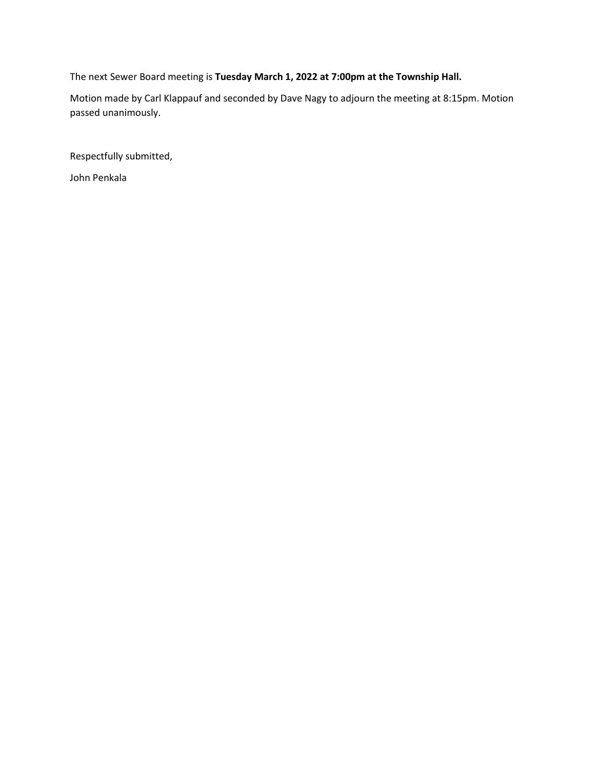The next Sewer Board meeting is **Tuesday March 1, 2022 at 7:00pm at the Township Hall.**

Motion made by Carl Klappauf and seconded by Dave Nagy to adjourn the meeting at 8:15pm. Motion passed unanimously.

Respectfully submitted,

John Penkala